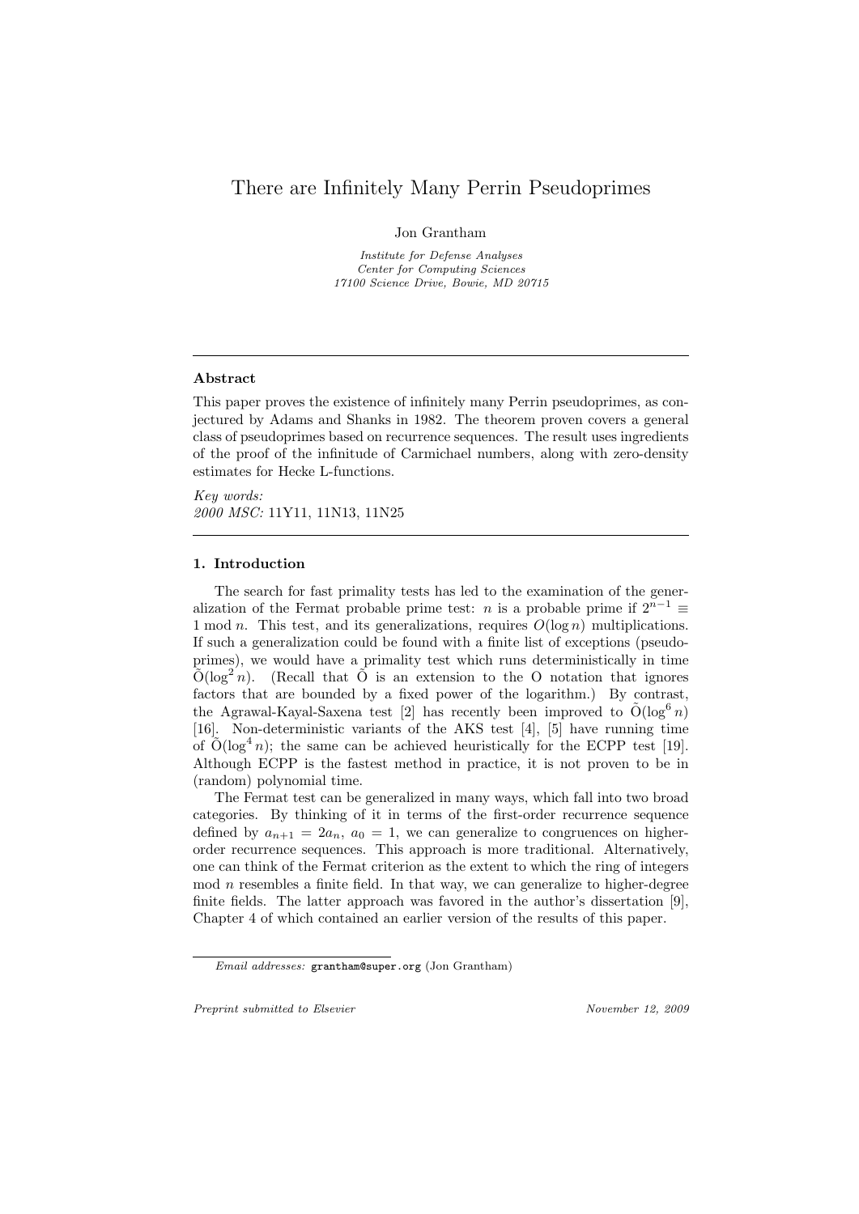# There are Infinitely Many Perrin Pseudoprimes

Jon Grantham

*Institute for Defense Analyses*
*Center for Computing Sciences*
*17100 Science Drive, Bowie, MD 20715*

---

**Abstract**

This paper proves the existence of infinitely many Perrin pseudoprimes, as conjectured by Adams and Shanks in 1982. The theorem proven covers a general class of pseudoprimes based on recurrence sequences. The result uses ingredients of the proof of the infinitude of Carmichael numbers, along with zero-density estimates for Hecke L-functions.

*Key words:*
*2000 MSC:* 11Y11, 11N13, 11N25

---

## 1. Introduction

The search for fast primality tests has led to the examination of the generalization of the Fermat probable prime test: $n$ is a probable prime if $2^{n-1} \equiv 1 \bmod n$. This test, and its generalizations, requires $O(\log n)$ multiplications. If such a generalization could be found with a finite list of exceptions (pseudoprimes), we would have a primality test which runs deterministically in time $\tilde{O}(\log^2 n)$. (Recall that $\tilde{O}$ is an extension to the O notation that ignores factors that are bounded by a fixed power of the logarithm.) By contrast, the Agrawal-Kayal-Saxena test [2] has recently been improved to $\tilde{O}(\log^6 n)$ [16]. Non-deterministic variants of the AKS test [4], [5] have running time of $\tilde{O}(\log^4 n)$; the same can be achieved heuristically for the ECPP test [19]. Although ECPP is the fastest method in practice, it is not proven to be in (random) polynomial time.

The Fermat test can be generalized in many ways, which fall into two broad categories. By thinking of it in terms of the first-order recurrence sequence defined by $a_{n+1} = 2a_n$, $a_0 = 1$, we can generalize to congruences on higher-order recurrence sequences. This approach is more traditional. Alternatively, one can think of the Fermat criterion as the extent to which the ring of integers mod $n$ resembles a finite field. In that way, we can generalize to higher-degree finite fields. The latter approach was favored in the author's dissertation [9], Chapter 4 of which contained an earlier version of the results of this paper.

*Email addresses:* grantham@super.org (Jon Grantham)

*Preprint submitted to Elsevier* *November 12, 2009*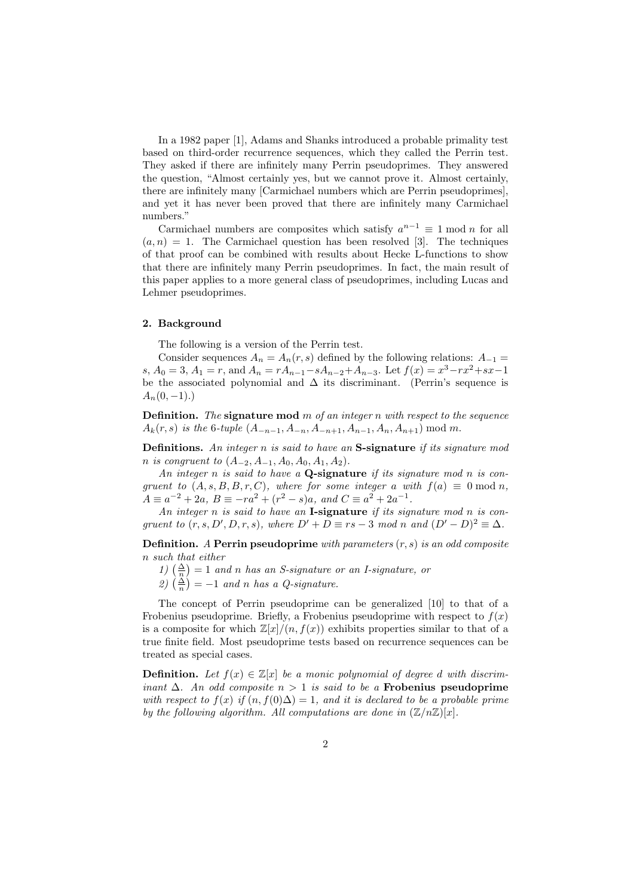In a 1982 paper [1], Adams and Shanks introduced a probable primality test based on third-order recurrence sequences, which they called the Perrin test. They asked if there are infinitely many Perrin pseudoprimes. They answered the question, "Almost certainly yes, but we cannot prove it. Almost certainly, there are infinitely many [Carmichael numbers which are Perrin pseudoprimes], and yet it has never been proved that there are infinitely many Carmichael numbers."

Carmichael numbers are composites which satisfy $a^{n-1} \equiv 1 \bmod n$ for all $(a, n) = 1$. The Carmichael question has been resolved [3]. The techniques of that proof can be combined with results about Hecke L-functions to show that there are infinitely many Perrin pseudoprimes. In fact, the main result of this paper applies to a more general class of pseudoprimes, including Lucas and Lehmer pseudoprimes.

## 2. Background

The following is a version of the Perrin test.

Consider sequences $A_n = A_n(r, s)$ defined by the following relations: $A_{-1} = s$, $A_0 = 3$, $A_1 = r$, and $A_n = rA_{n-1} - sA_{n-2} + A_{n-3}$. Let $f(x) = x^3 - rx^2 + sx - 1$ be the associated polynomial and $\Delta$ its discriminant. (Perrin's sequence is $A_n(0, -1)$.)

**Definition.** *The* **signature mod** $m$ *of an integer* $n$ *with respect to the sequence* $A_k(r, s)$ *is the 6-tuple* $(A_{-n-1}, A_{-n}, A_{-n+1}, A_{n-1}, A_n, A_{n+1}) \bmod m$.

**Definitions.** *An integer* $n$ *is said to have an* **S-signature** *if its signature mod* $n$ *is congruent to* $(A_{-2}, A_{-1}, A_0, A_0, A_1, A_2)$.

*An integer* $n$ *is said to have a* **Q-signature** *if its signature mod* $n$ *is congruent to* $(A, s, B, B, r, C)$, *where for some integer* $a$ *with* $f(a) \equiv 0 \bmod n$, $A \equiv a^{-2} + 2a$, $B \equiv -ra^2 + (r^2 - s)a$, *and* $C \equiv a^2 + 2a^{-1}$.

*An integer* $n$ *is said to have an* **I-signature** *if its signature mod* $n$ *is congruent to* $(r, s, D', D, r, s)$, *where* $D' + D \equiv rs - 3 \bmod n$ *and* $(D' - D)^2 \equiv \Delta$.

**Definition.** *A* **Perrin pseudoprime** *with parameters* $(r, s)$ *is an odd composite* $n$ *such that either*

*1)* $\left(\frac{\Delta}{n}\right) = 1$ *and* $n$ *has an S-signature or an I-signature, or*

*2)* $\left(\frac{\Delta}{n}\right) = -1$ *and* $n$ *has a Q-signature.*

The concept of Perrin pseudoprime can be generalized [10] to that of a Frobenius pseudoprime. Briefly, a Frobenius pseudoprime with respect to $f(x)$ is a composite for which $\mathbb{Z}[x]/(n, f(x))$ exhibits properties similar to that of a true finite field. Most pseudoprime tests based on recurrence sequences can be treated as special cases.

**Definition.** *Let* $f(x) \in \mathbb{Z}[x]$ *be a monic polynomial of degree* $d$ *with discriminant* $\Delta$. *An odd composite* $n > 1$ *is said to be a* **Frobenius pseudoprime** *with respect to* $f(x)$ *if* $(n, f(0)\Delta) = 1$, *and it is declared to be a probable prime by the following algorithm. All computations are done in* $(\mathbb{Z}/n\mathbb{Z})[x]$.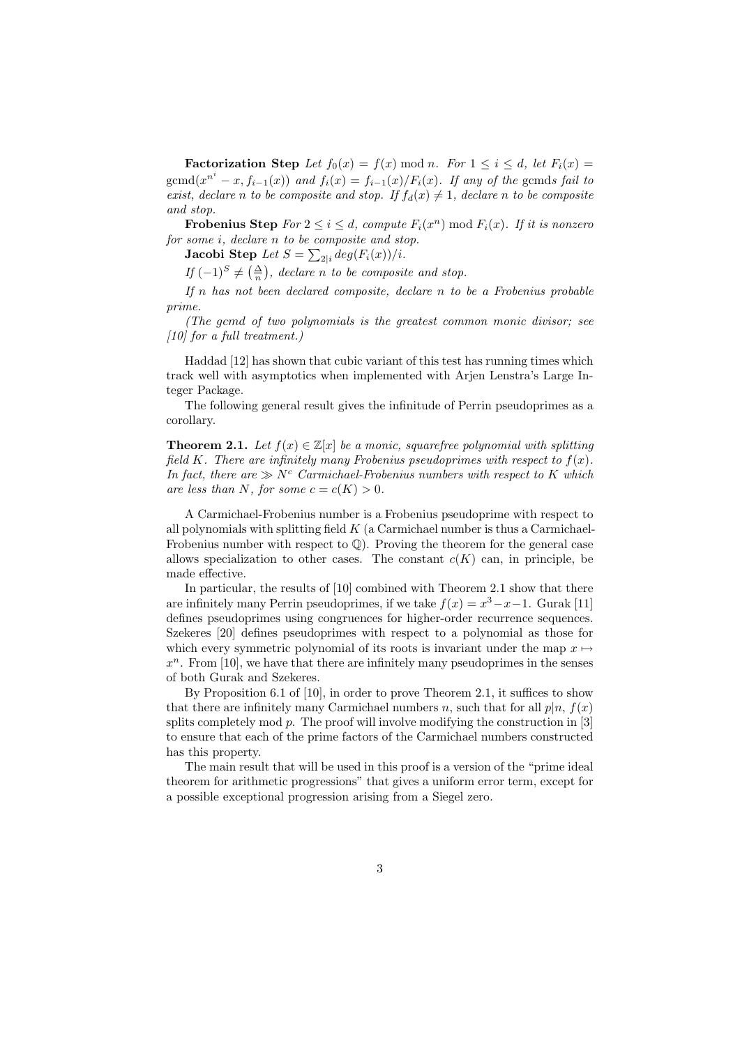**Factorization Step** *Let $f_0(x) = f(x) \bmod n$. For $1 \leq i \leq d$, let $F_i(x) = \operatorname{gcmd}(x^{n^i} - x, f_{i-1}(x))$ and $f_i(x) = f_{i-1}(x)/F_i(x)$. If any of the* gcmd*s fail to exist, declare $n$ to be composite and stop. If $f_d(x) \neq 1$, declare $n$ to be composite and stop.*

**Frobenius Step** *For $2 \leq i \leq d$, compute $F_i(x^n) \bmod F_i(x)$. If it is nonzero for some $i$, declare $n$ to be composite and stop.*

**Jacobi Step** *Let $S = \sum_{2|i} deg(F_i(x))/i$.*

*If $(-1)^S \neq \left(\frac{\Delta}{n}\right)$, declare $n$ to be composite and stop.*

*If $n$ has not been declared composite, declare $n$ to be a Frobenius probable prime.*

*(The gcmd of two polynomials is the greatest common monic divisor; see [10] for a full treatment.)*

Haddad [12] has shown that cubic variant of this test has running times which track well with asymptotics when implemented with Arjen Lenstra's Large Integer Package.

The following general result gives the infinitude of Perrin pseudoprimes as a corollary.

**Theorem 2.1.** *Let $f(x) \in \mathbb{Z}[x]$ be a monic, squarefree polynomial with splitting field $K$. There are infinitely many Frobenius pseudoprimes with respect to $f(x)$. In fact, there are $\gg N^c$ Carmichael-Frobenius numbers with respect to $K$ which are less than $N$, for some $c = c(K) > 0$.*

A Carmichael-Frobenius number is a Frobenius pseudoprime with respect to all polynomials with splitting field $K$ (a Carmichael number is thus a Carmichael-Frobenius number with respect to $\mathbb{Q}$). Proving the theorem for the general case allows specialization to other cases. The constant $c(K)$ can, in principle, be made effective.

In particular, the results of [10] combined with Theorem 2.1 show that there are infinitely many Perrin pseudoprimes, if we take $f(x) = x^3 - x - 1$. Gurak [11] defines pseudoprimes using congruences for higher-order recurrence sequences. Szekeres [20] defines pseudoprimes with respect to a polynomial as those for which every symmetric polynomial of its roots is invariant under the map $x \mapsto x^n$. From [10], we have that there are infinitely many pseudoprimes in the senses of both Gurak and Szekeres.

By Proposition 6.1 of [10], in order to prove Theorem 2.1, it suffices to show that there are infinitely many Carmichael numbers $n$, such that for all $p|n$, $f(x)$ splits completely mod $p$. The proof will involve modifying the construction in [3] to ensure that each of the prime factors of the Carmichael numbers constructed has this property.

The main result that will be used in this proof is a version of the "prime ideal theorem for arithmetic progressions" that gives a uniform error term, except for a possible exceptional progression arising from a Siegel zero.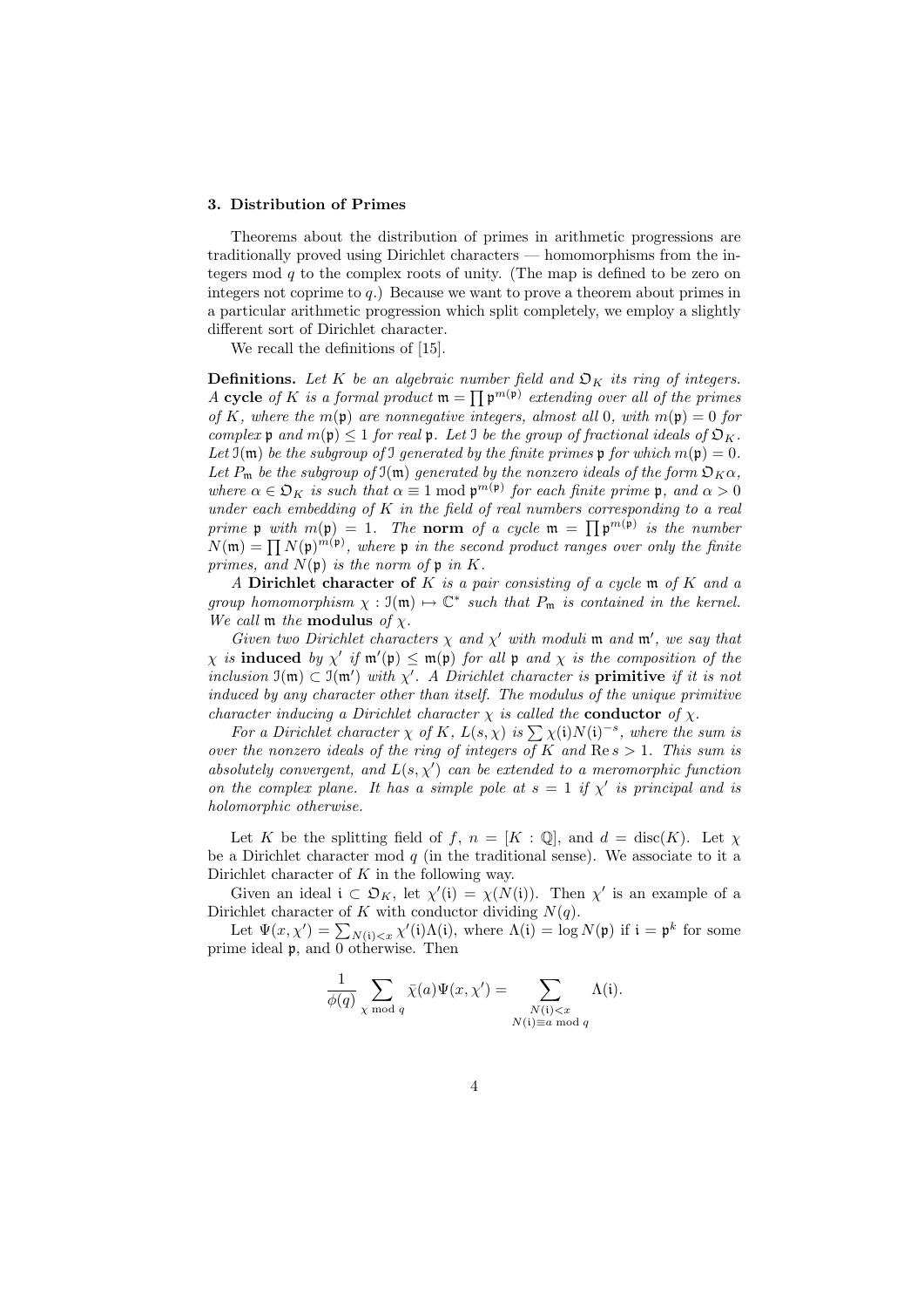### 3. Distribution of Primes

Theorems about the distribution of primes in arithmetic progressions are traditionally proved using Dirichlet characters — homomorphisms from the integers mod $q$ to the complex roots of unity. (The map is defined to be zero on integers not coprime to $q$.) Because we want to prove a theorem about primes in a particular arithmetic progression which split completely, we employ a slightly different sort of Dirichlet character.

We recall the definitions of [15].

**Definitions.** *Let $K$ be an algebraic number field and $\mathfrak{O}_K$ its ring of integers. A* **cycle** *of $K$ is a formal product $\mathfrak{m} = \prod \mathfrak{p}^{m(\mathfrak{p})}$ extending over all of the primes of $K$, where the $m(\mathfrak{p})$ are nonnegative integers, almost all 0, with $m(\mathfrak{p}) = 0$ for complex $\mathfrak{p}$ and $m(\mathfrak{p}) \leq 1$ for real $\mathfrak{p}$. Let $\mathfrak{I}$ be the group of fractional ideals of $\mathfrak{O}_K$. Let $\mathfrak{I}(\mathfrak{m})$ be the subgroup of $\mathfrak{I}$ generated by the finite primes $\mathfrak{p}$ for which $m(\mathfrak{p}) = 0$. Let $P_\mathfrak{m}$ be the subgroup of $\mathfrak{I}(\mathfrak{m})$ generated by the nonzero ideals of the form $\mathfrak{O}_K \alpha$, where $\alpha \in \mathfrak{O}_K$ is such that $\alpha \equiv 1 \bmod \mathfrak{p}^{m(\mathfrak{p})}$ for each finite prime $\mathfrak{p}$, and $\alpha > 0$ under each embedding of $K$ in the field of real numbers corresponding to a real prime $\mathfrak{p}$ with $m(\mathfrak{p}) = 1$. The* **norm** *of a cycle $\mathfrak{m} = \prod \mathfrak{p}^{m(\mathfrak{p})}$ is the number $N(\mathfrak{m}) = \prod N(\mathfrak{p})^{m(\mathfrak{p})}$, where $\mathfrak{p}$ in the second product ranges over only the finite primes, and $N(\mathfrak{p})$ is the norm of $\mathfrak{p}$ in $K$.*

*A* **Dirichlet character of** *$K$ is a pair consisting of a cycle $\mathfrak{m}$ of $K$ and a group homomorphism $\chi : \mathfrak{I}(\mathfrak{m}) \mapsto \mathbb{C}^*$ such that $P_\mathfrak{m}$ is contained in the kernel. We call $\mathfrak{m}$ the* **modulus** *of $\chi$.*

*Given two Dirichlet characters $\chi$ and $\chi'$ with moduli $\mathfrak{m}$ and $\mathfrak{m}'$, we say that $\chi$ is* **induced** *by $\chi'$ if $\mathfrak{m}'(\mathfrak{p}) \leq \mathfrak{m}(\mathfrak{p})$ for all $\mathfrak{p}$ and $\chi$ is the composition of the inclusion $\mathfrak{I}(\mathfrak{m}) \subset \mathfrak{I}(\mathfrak{m}')$ with $\chi'$. A Dirichlet character is* **primitive** *if it is not induced by any character other than itself. The modulus of the unique primitive character inducing a Dirichlet character $\chi$ is called the* **conductor** *of $\chi$.*

*For a Dirichlet character $\chi$ of $K$, $L(s, \chi)$ is $\sum \chi(\mathfrak{i}) N(\mathfrak{i})^{-s}$, where the sum is over the nonzero ideals of the ring of integers of $K$ and $\operatorname{Re} s > 1$. This sum is absolutely convergent, and $L(s, \chi')$ can be extended to a meromorphic function on the complex plane. It has a simple pole at $s = 1$ if $\chi'$ is principal and is holomorphic otherwise.*

Let $K$ be the splitting field of $f$, $n = [K : \mathbb{Q}]$, and $d = \operatorname{disc}(K)$. Let $\chi$ be a Dirichlet character mod $q$ (in the traditional sense). We associate to it a Dirichlet character of $K$ in the following way.

Given an ideal $\mathfrak{i} \subset \mathfrak{O}_K$, let $\chi'(\mathfrak{i}) = \chi(N(\mathfrak{i}))$. Then $\chi'$ is an example of a Dirichlet character of $K$ with conductor dividing $N(q)$.

Let $\Psi(x, \chi') = \sum_{N(\mathfrak{i}) < x} \chi'(\mathfrak{i}) \Lambda(\mathfrak{i})$, where $\Lambda(\mathfrak{i}) = \log N(\mathfrak{p})$ if $\mathfrak{i} = \mathfrak{p}^k$ for some prime ideal $\mathfrak{p}$, and 0 otherwise. Then

$$\frac{1}{\phi(q)} \sum_{\chi \bmod q} \bar{\chi}(a) \Psi(x, \chi') = \sum_{\substack{N(\mathfrak{i}) < x \\ N(\mathfrak{i}) \equiv a \bmod q}} \Lambda(\mathfrak{i}).$$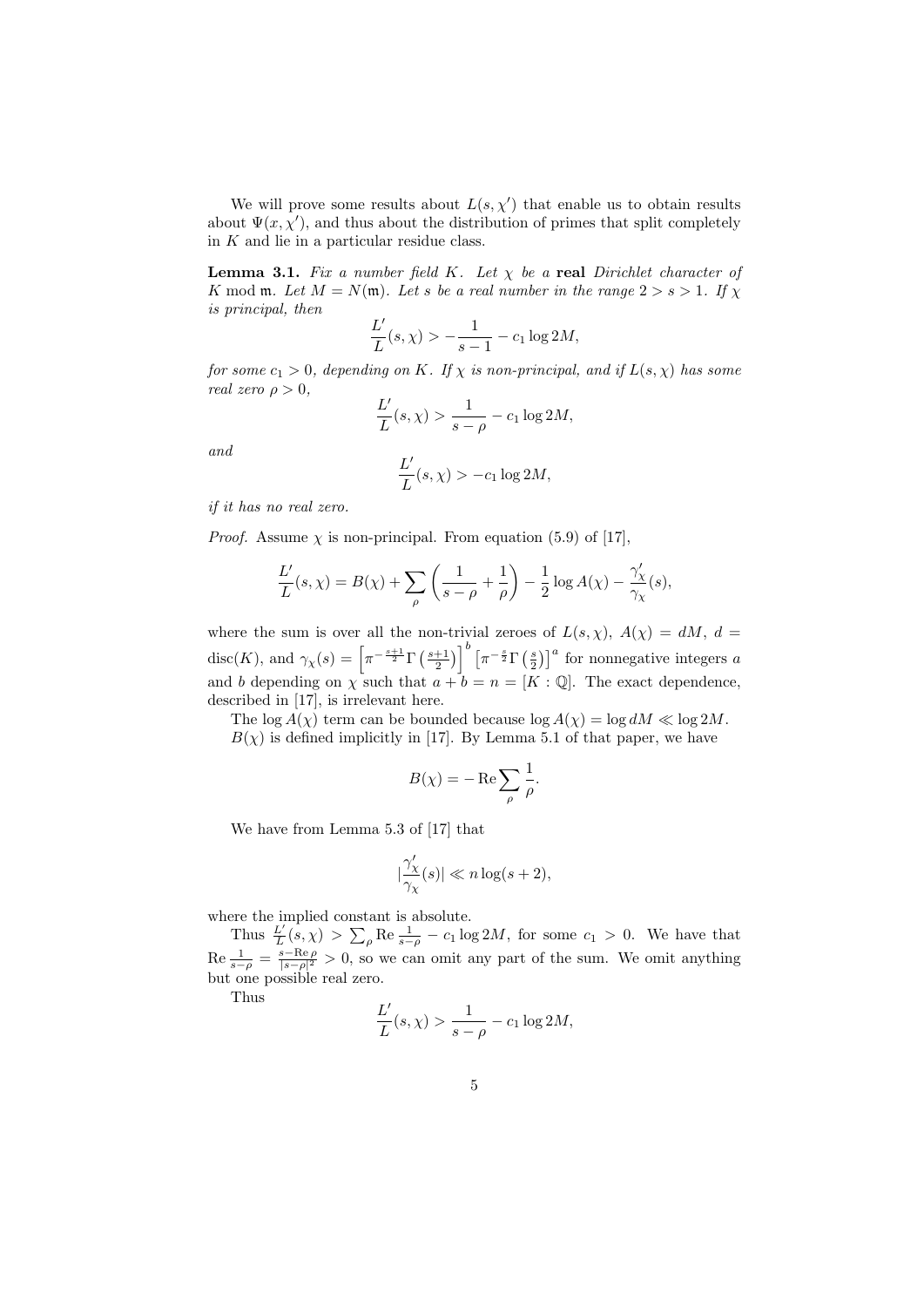We will prove some results about $L(s, \chi')$ that enable us to obtain results about $\Psi(x, \chi')$, and thus about the distribution of primes that split completely in $K$ and lie in a particular residue class.

**Lemma 3.1.** *Fix a number field $K$. Let $\chi$ be a* **real** *Dirichlet character of $K$ mod $\mathfrak{m}$. Let $M = N(\mathfrak{m})$. Let $s$ be a real number in the range $2 > s > 1$. If $\chi$ is principal, then*

$$\frac{L'}{L}(s, \chi) > -\frac{1}{s-1} - c_1 \log 2M,$$

*for some $c_1 > 0$, depending on $K$. If $\chi$ is non-principal, and if $L(s, \chi)$ has some real zero $\rho > 0$,*

$$\frac{L'}{L}(s, \chi) > \frac{1}{s-\rho} - c_1 \log 2M,$$

*and*

$$\frac{L'}{L}(s, \chi) > -c_1 \log 2M,$$

*if it has no real zero.*

*Proof.* Assume $\chi$ is non-principal. From equation (5.9) of [17],

$$\frac{L'}{L}(s, \chi) = B(\chi) + \sum_{\rho} \left( \frac{1}{s-\rho} + \frac{1}{\rho} \right) - \frac{1}{2} \log A(\chi) - \frac{\gamma_\chi'}{\gamma_\chi}(s),$$

where the sum is over all the non-trivial zeroes of $L(s, \chi)$, $A(\chi) = dM$, $d = \mathrm{disc}(K)$, and $\gamma_\chi(s) = \left[\pi^{-\frac{s+1}{2}} \Gamma\left(\frac{s+1}{2}\right)\right]^b \left[\pi^{-\frac{s}{2}} \Gamma\left(\frac{s}{2}\right)\right]^a$ for nonnegative integers $a$ and $b$ depending on $\chi$ such that $a + b = n = [K : \mathbb{Q}]$. The exact dependence, described in [17], is irrelevant here.

The $\log A(\chi)$ term can be bounded because $\log A(\chi) = \log dM \ll \log 2M$.

$B(\chi)$ is defined implicitly in [17]. By Lemma 5.1 of that paper, we have

$$B(\chi) = -\operatorname{Re} \sum_{\rho} \frac{1}{\rho}.$$

We have from Lemma 5.3 of [17] that

$$\left|\frac{\gamma_\chi'}{\gamma_\chi}(s)\right| \ll n \log(s+2),$$

where the implied constant is absolute.

Thus $\frac{L'}{L}(s, \chi) > \sum_{\rho} \operatorname{Re} \frac{1}{s-\rho} - c_1 \log 2M$, for some $c_1 > 0$. We have that $\operatorname{Re} \frac{1}{s-\rho} = \frac{s - \operatorname{Re} \rho}{|s-\rho|^2} > 0$, so we can omit any part of the sum. We omit anything but one possible real zero.

Thus

$$\frac{L'}{L}(s, \chi) > \frac{1}{s-\rho} - c_1 \log 2M,$$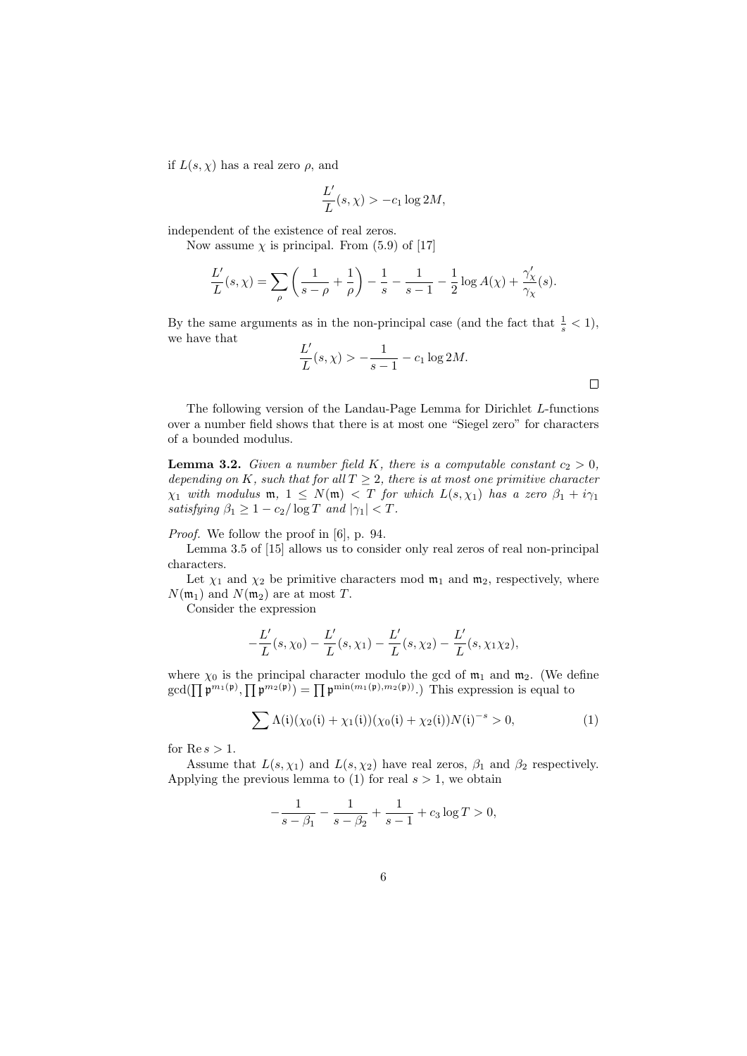if $L(s, \chi)$ has a real zero $\rho$, and

$$\frac{L'}{L}(s, \chi) > -c_1 \log 2M,$$

independent of the existence of real zeros.

Now assume $\chi$ is principal. From (5.9) of [17]

$$\frac{L'}{L}(s, \chi) = \sum_{\rho} \left( \frac{1}{s-\rho} + \frac{1}{\rho} \right) - \frac{1}{s} - \frac{1}{s-1} - \frac{1}{2} \log A(\chi) + \frac{\gamma_\chi'}{\gamma_\chi}(s).$$

By the same arguments as in the non-principal case (and the fact that $\frac{1}{s} < 1$), we have that

$$\frac{L'}{L}(s, \chi) > -\frac{1}{s-1} - c_1 \log 2M.$$

□

The following version of the Landau-Page Lemma for Dirichlet $L$-functions over a number field shows that there is at most one "Siegel zero" for characters of a bounded modulus.

**Lemma 3.2.** *Given a number field $K$, there is a computable constant $c_2 > 0$, depending on $K$, such that for all $T \geq 2$, there is at most one primitive character $\chi_1$ with modulus $\mathfrak{m}$, $1 \leq N(\mathfrak{m}) < T$ for which $L(s, \chi_1)$ has a zero $\beta_1 + i\gamma_1$ satisfying $\beta_1 \geq 1 - c_2/\log T$ and $|\gamma_1| < T$.*

*Proof.* We follow the proof in [6], p. 94.

Lemma 3.5 of [15] allows us to consider only real zeros of real non-principal characters.

Let $\chi_1$ and $\chi_2$ be primitive characters mod $\mathfrak{m}_1$ and $\mathfrak{m}_2$, respectively, where $N(\mathfrak{m}_1)$ and $N(\mathfrak{m}_2)$ are at most $T$.

Consider the expression

$$-\frac{L'}{L}(s, \chi_0) - \frac{L'}{L}(s, \chi_1) - \frac{L'}{L}(s, \chi_2) - \frac{L'}{L}(s, \chi_1\chi_2),$$

where $\chi_0$ is the principal character modulo the gcd of $\mathfrak{m}_1$ and $\mathfrak{m}_2$. (We define $\gcd(\prod \mathfrak{p}^{m_1(\mathfrak{p})}, \prod \mathfrak{p}^{m_2(\mathfrak{p})}) = \prod \mathfrak{p}^{\min(m_1(\mathfrak{p}), m_2(\mathfrak{p}))}$.) This expression is equal to

$$\sum \Lambda(\mathfrak{i})(\chi_0(\mathfrak{i}) + \chi_1(\mathfrak{i}))(\chi_0(\mathfrak{i}) + \chi_2(\mathfrak{i}))N(\mathfrak{i})^{-s} > 0, \tag{1}$$

for $\operatorname{Re} s > 1$.

Assume that $L(s, \chi_1)$ and $L(s, \chi_2)$ have real zeros, $\beta_1$ and $\beta_2$ respectively. Applying the previous lemma to (1) for real $s > 1$, we obtain

$$-\frac{1}{s-\beta_1} - \frac{1}{s-\beta_2} + \frac{1}{s-1} + c_3 \log T > 0,$$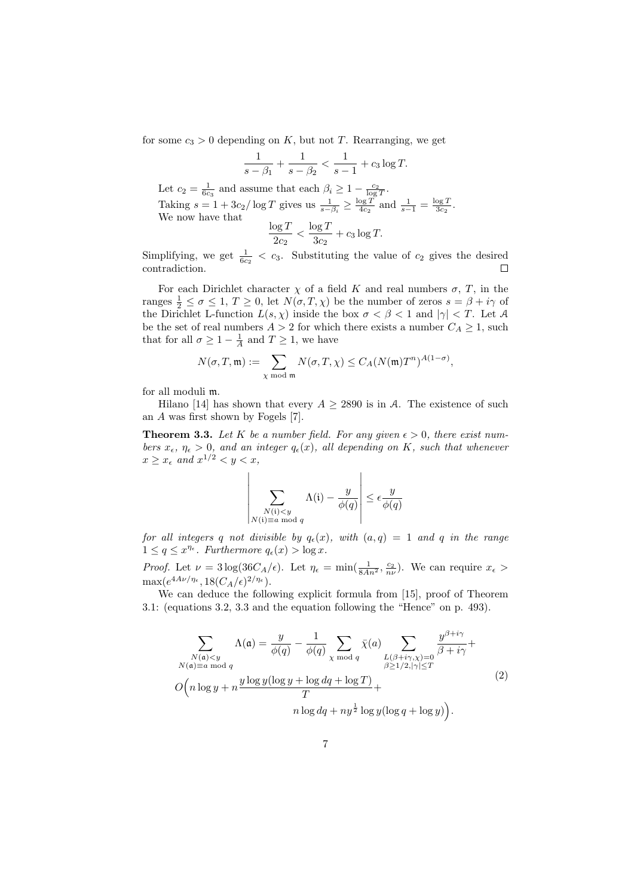for some $c_3 > 0$ depending on $K$, but not $T$. Rearranging, we get

$$\frac{1}{s-\beta_1} + \frac{1}{s-\beta_2} < \frac{1}{s-1} + c_3 \log T.$$

Let $c_2 = \frac{1}{6c_3}$ and assume that each $\beta_i \geq 1 - \frac{c_2}{\log T}$.

Taking $s = 1 + 3c_2/\log T$ gives us $\frac{1}{s-\beta_i} \geq \frac{\log T}{4c_2}$ and $\frac{1}{s-1} = \frac{\log T}{3c_2}$.

We now have that

$$\frac{\log T}{2c_2} < \frac{\log T}{3c_2} + c_3 \log T.$$

Simplifying, we get $\frac{1}{6c_2} < c_3$. Substituting the value of $c_2$ gives the desired contradiction. □

For each Dirichlet character $\chi$ of a field $K$ and real numbers $\sigma$, $T$, in the ranges $\frac{1}{2} \leq \sigma \leq 1$, $T \geq 0$, let $N(\sigma, T, \chi)$ be the number of zeros $s = \beta + i\gamma$ of the Dirichlet L-function $L(s, \chi)$ inside the box $\sigma < \beta < 1$ and $|\gamma| < T$. Let $\mathcal{A}$ be the set of real numbers $A > 2$ for which there exists a number $C_A \geq 1$, such that for all $\sigma \geq 1 - \frac{1}{A}$ and $T \geq 1$, we have

$$N(\sigma, T, \mathfrak{m}) := \sum_{\chi \bmod \mathfrak{m}} N(\sigma, T, \chi) \leq C_A (N(\mathfrak{m})T^n)^{A(1-\sigma)},$$

for all moduli $\mathfrak{m}$.

Hilano [14] has shown that every $A \geq 2890$ is in $\mathcal{A}$. The existence of such an $A$ was first shown by Fogels [7].

**Theorem 3.3.** *Let $K$ be a number field. For any given $\epsilon > 0$, there exist numbers $x_\epsilon$, $\eta_\epsilon > 0$, and an integer $q_\epsilon(x)$, all depending on $K$, such that whenever $x \geq x_\epsilon$ and $x^{1/2} < y < x$,*

$$\left| \sum_{\substack{N(\mathfrak{i})<y \\ N(\mathfrak{i}) \equiv a \bmod q}} \Lambda(\mathfrak{i}) - \frac{y}{\phi(q)} \right| \leq \epsilon \frac{y}{\phi(q)}$$

*for all integers $q$ not divisible by $q_\epsilon(x)$, with $(a, q) = 1$ and $q$ in the range $1 \leq q \leq x^{\eta_\epsilon}$. Furthermore $q_\epsilon(x) > \log x$.*

*Proof.* Let $\nu = 3\log(36C_A/\epsilon)$. Let $\eta_\epsilon = \min(\frac{1}{8An^2}, \frac{c_2}{n\nu})$. We can require $x_\epsilon > \max(e^{4A\nu/\eta_\epsilon}, 18(C_A/\epsilon)^{2/\eta_\epsilon})$.

We can deduce the following explicit formula from [15], proof of Theorem 3.1: (equations 3.2, 3.3 and the equation following the "Hence" on p. 493).

$$\sum_{\substack{N(\mathfrak{a})<y \\ N(\mathfrak{a}) \equiv a \bmod q}} \Lambda(\mathfrak{a}) = \frac{y}{\phi(q)} - \frac{1}{\phi(q)} \sum_{\chi \bmod q} \bar{\chi}(a) \sum_{\substack{L(\beta+i\gamma,\chi)=0 \\ \beta \geq 1/2, |\gamma| \leq T}} \frac{y^{\beta+i\gamma}}{\beta+i\gamma} + \\ O\Big(n \log y + n\frac{y \log y(\log y + \log dq + \log T)}{T} + \\ n \log dq + n y^{\frac{1}{2}} \log y(\log q + \log y)\Big). \tag{2}$$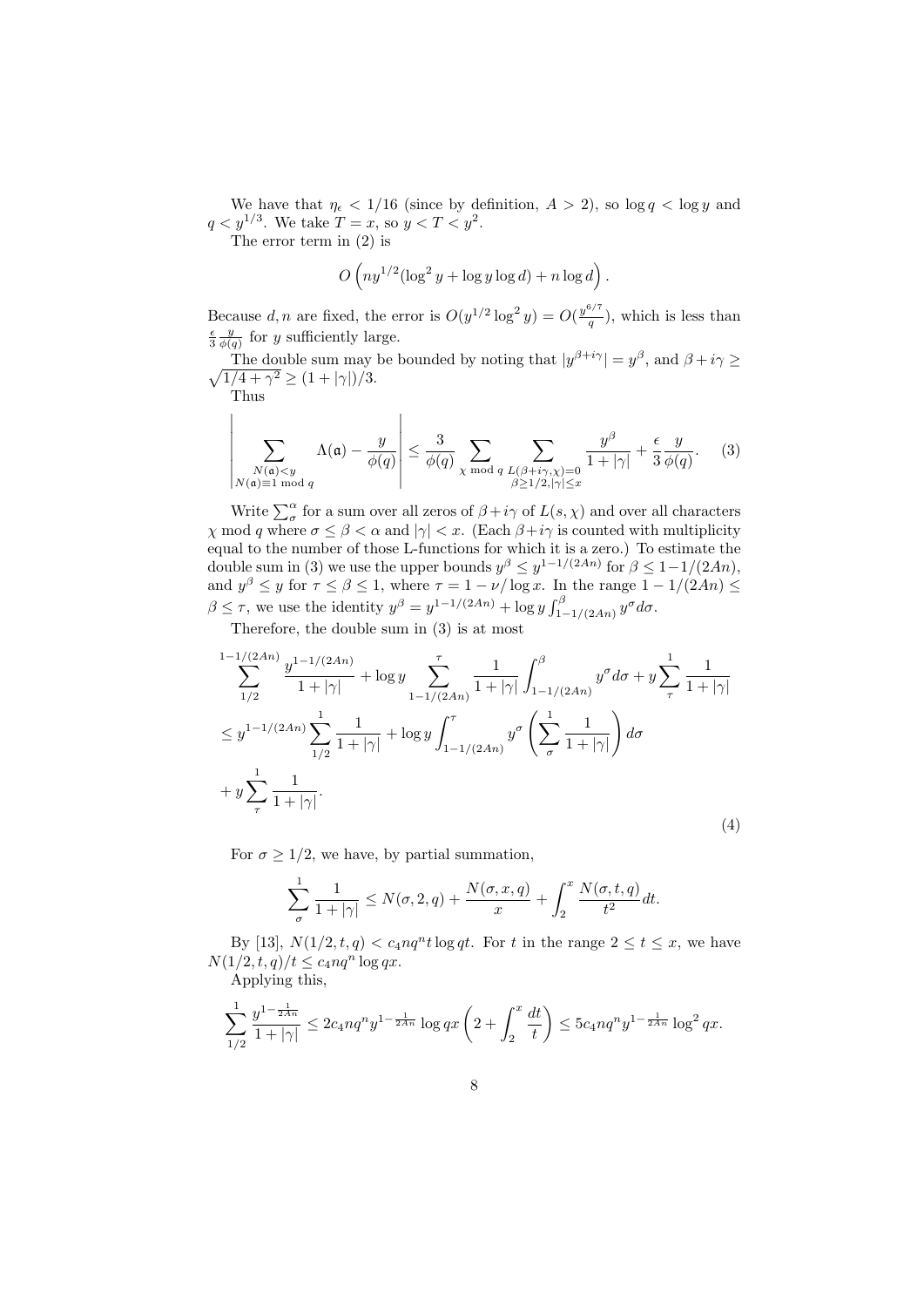We have that $\eta_\epsilon < 1/16$ (since by definition, $A > 2$), so $\log q < \log y$ and $q < y^{1/3}$. We take $T = x$, so $y < T < y^2$.

The error term in (2) is

$$O\left(ny^{1/2}(\log^2 y + \log y \log d) + n \log d\right).$$

Because $d, n$ are fixed, the error is $O(y^{1/2}\log^2 y) = O(\frac{y^{6/7}}{q})$, which is less than $\frac{\epsilon}{3}\frac{y}{\phi(q)}$ for $y$ sufficiently large.

The double sum may be bounded by noting that $|y^{\beta+i\gamma}| = y^\beta$, and $\beta + i\gamma \geq \sqrt{1/4+\gamma^2} \geq (1+|\gamma|)/3$.

Thus

$$\left| \sum_{\substack{N(\mathfrak{a})<y \\ N(\mathfrak{a})\equiv 1 \bmod q}} \Lambda(\mathfrak{a}) - \frac{y}{\phi(q)} \right| \leq \frac{3}{\phi(q)} \sum_{\chi \bmod q} \sum_{\substack{L(\beta+i\gamma,\chi)=0 \\ \beta \geq 1/2, |\gamma| \leq x}} \frac{y^\beta}{1+|\gamma|} + \frac{\epsilon}{3}\frac{y}{\phi(q)}. \tag{3}$$

Write $\sum_\sigma^\alpha$ for a sum over all zeros of $\beta + i\gamma$ of $L(s,\chi)$ and over all characters $\chi \bmod q$ where $\sigma \leq \beta < \alpha$ and $|\gamma| < x$. (Each $\beta + i\gamma$ is counted with multiplicity equal to the number of those L-functions for which it is a zero.) To estimate the double sum in (3) we use the upper bounds $y^\beta \leq y^{1-1/(2An)}$ for $\beta \leq 1-1/(2An)$, and $y^\beta \leq y$ for $\tau \leq \beta \leq 1$, where $\tau = 1 - \nu/\log x$. In the range $1-1/(2An) \leq \beta \leq \tau$, we use the identity $y^\beta = y^{1-1/(2An)} + \log y \int_{1-1/(2An)}^\beta y^\sigma d\sigma$.

Therefore, the double sum in (3) is at most

$$\begin{aligned}
&\sum_{1/2}^{1-1/(2An)} \frac{y^{1-1/(2An)}}{1+|\gamma|} + \log y \sum_{1-1/(2An)}^{\tau} \frac{1}{1+|\gamma|}\int_{1-1/(2An)}^{\beta} y^\sigma d\sigma + y\sum_{\tau}^{1}\frac{1}{1+|\gamma|} \\
&\leq y^{1-1/(2An)} \sum_{1/2}^{1} \frac{1}{1+|\gamma|} + \log y \int_{1-1/(2An)}^{\tau} y^\sigma \left(\sum_{\sigma}^{1} \frac{1}{1+|\gamma|}\right) d\sigma \\
&+ y \sum_{\tau}^{1} \frac{1}{1+|\gamma|}.
\end{aligned} \tag{4}$$

For $\sigma \geq 1/2$, we have, by partial summation,

$$\sum_{\sigma}^{1} \frac{1}{1+|\gamma|} \leq N(\sigma, 2, q) + \frac{N(\sigma, x, q)}{x} + \int_2^x \frac{N(\sigma, t, q)}{t^2} dt.$$

By [13], $N(1/2, t, q) < c_4 n q^n t \log qt$. For $t$ in the range $2 \leq t \leq x$, we have $N(1/2, t, q)/t \leq c_4 n q^n \log qx$.

Applying this,

$$\sum_{1/2}^{1} \frac{y^{1-\frac{1}{2An}}}{1+|\gamma|} \leq 2c_4 n q^n y^{1-\frac{1}{2An}} \log qx \left(2 + \int_2^x \frac{dt}{t}\right) \leq 5c_4 n q^n y^{1-\frac{1}{2An}} \log^2 qx.$$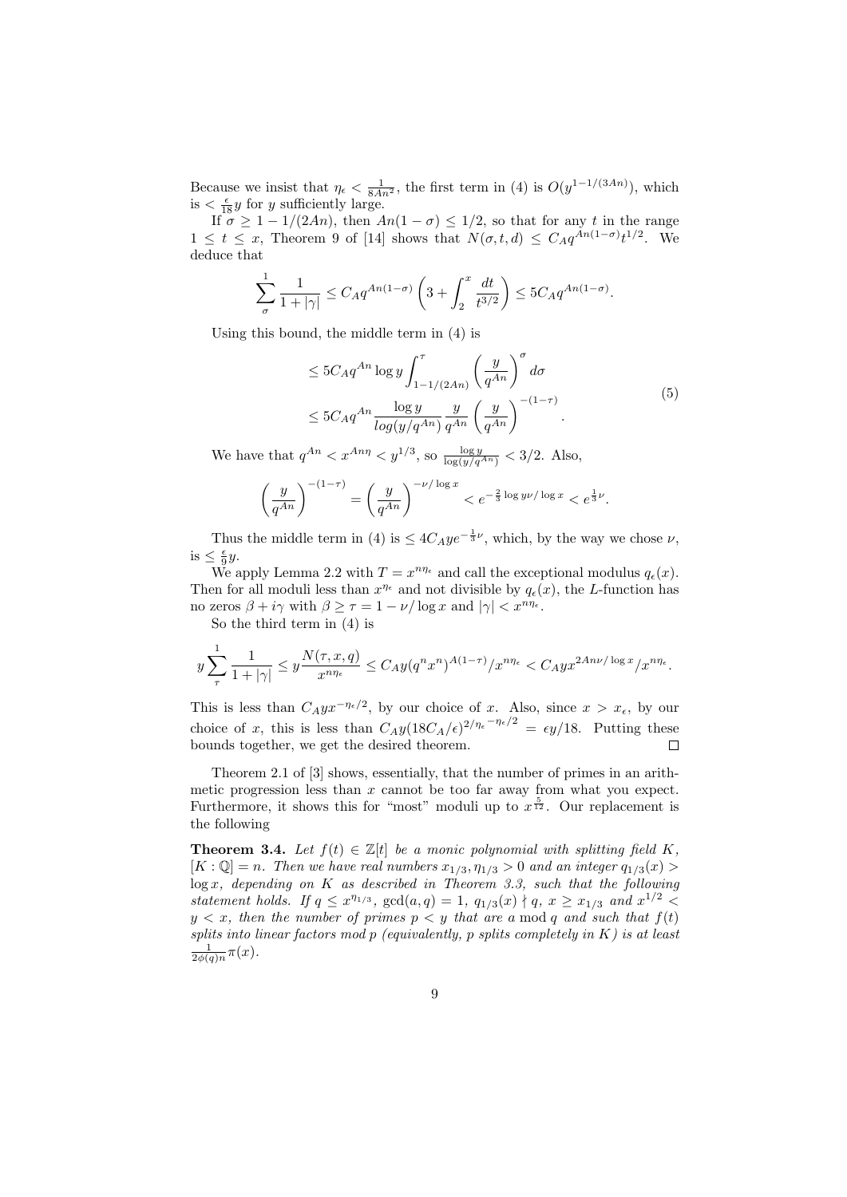Because we insist that $\eta_\epsilon < \frac{1}{8An^2}$, the first term in (4) is $O(y^{1-1/(3An)})$, which is $< \frac{\epsilon}{18}y$ for $y$ sufficiently large.

If $\sigma \geq 1 - 1/(2An)$, then $An(1-\sigma) \leq 1/2$, so that for any $t$ in the range $1 \leq t \leq x$, Theorem 9 of [14] shows that $N(\sigma, t, d) \leq C_A q^{An(1-\sigma)} t^{1/2}$. We deduce that

$$\sum_{\sigma}^{1} \frac{1}{1+|\gamma|} \leq C_A q^{An(1-\sigma)} \left(3 + \int_2^x \frac{dt}{t^{3/2}}\right) \leq 5C_A q^{An(1-\sigma)}.$$

Using this bound, the middle term in (4) is

$$\begin{aligned} &\leq 5C_A q^{An} \log y \int_{1-1/(2An)}^{\tau} \left(\frac{y}{q^{An}}\right)^{\sigma} d\sigma \\ &\leq 5C_A q^{An} \frac{\log y}{log(y/q^{An})} \frac{y}{q^{An}} \left(\frac{y}{q^{An}}\right)^{-(1-\tau)}. \end{aligned} \tag{5}$$

We have that $q^{An} < x^{An\eta} < y^{1/3}$, so $\frac{\log y}{\log(y/q^{An})} < 3/2$. Also,

$$\left(\frac{y}{q^{An}}\right)^{-(1-\tau)} = \left(\frac{y}{q^{An}}\right)^{-\nu/\log x} < e^{-\frac{2}{3}\log y \nu/\log x} < e^{\frac{1}{3}\nu}.$$

Thus the middle term in (4) is $\leq 4C_A y e^{-\frac{1}{3}\nu}$, which, by the way we chose $\nu$, is $\leq \frac{\epsilon}{9}y$.

We apply Lemma 2.2 with $T = x^{n\eta_\epsilon}$ and call the exceptional modulus $q_\epsilon(x)$. Then for all moduli less than $x^{\eta_\epsilon}$ and not divisible by $q_\epsilon(x)$, the $L$-function has no zeros $\beta + i\gamma$ with $\beta \geq \tau = 1 - \nu/\log x$ and $|\gamma| < x^{n\eta_\epsilon}$.

So the third term in (4) is

$$y \sum_{\tau}^{1} \frac{1}{1+|\gamma|} \leq y \frac{N(\tau, x, q)}{x^{n\eta_\epsilon}} \leq C_A y (q^n x^n)^{A(1-\tau)}/x^{n\eta_\epsilon} < C_A y x^{2An\nu/\log x}/x^{n\eta_\epsilon}.$$

This is less than $C_A y x^{-\eta_\epsilon/2}$, by our choice of $x$. Also, since $x > x_\epsilon$, by our choice of $x$, this is less than $C_A y (18C_A/\epsilon)^{2/\eta_\epsilon \cdot -\eta_\epsilon/2} = \epsilon y/18$. Putting these bounds together, we get the desired theorem. $\square$

Theorem 2.1 of [3] shows, essentially, that the number of primes in an arithmetic progression less than $x$ cannot be too far away from what you expect. Furthermore, it shows this for "most" moduli up to $x^{\frac{5}{12}}$. Our replacement is the following

**Theorem 3.4.** *Let $f(t) \in \mathbb{Z}[t]$ be a monic polynomial with splitting field $K$, $[K : \mathbb{Q}] = n$. Then we have real numbers $x_{1/3}, \eta_{1/3} > 0$ and an integer $q_{1/3}(x) > \log x$, depending on $K$ as described in Theorem 3.3, such that the following statement holds. If $q \leq x^{\eta_{1/3}}$, $\gcd(a, q) = 1$, $q_{1/3}(x) \nmid q$, $x \geq x_{1/3}$ and $x^{1/2} < y < x$, then the number of primes $p < y$ that are $a \bmod q$ and such that $f(t)$ splits into linear factors mod $p$ (equivalently, $p$ splits completely in $K$) is at least $\frac{1}{2\phi(q)n}\pi(x)$.*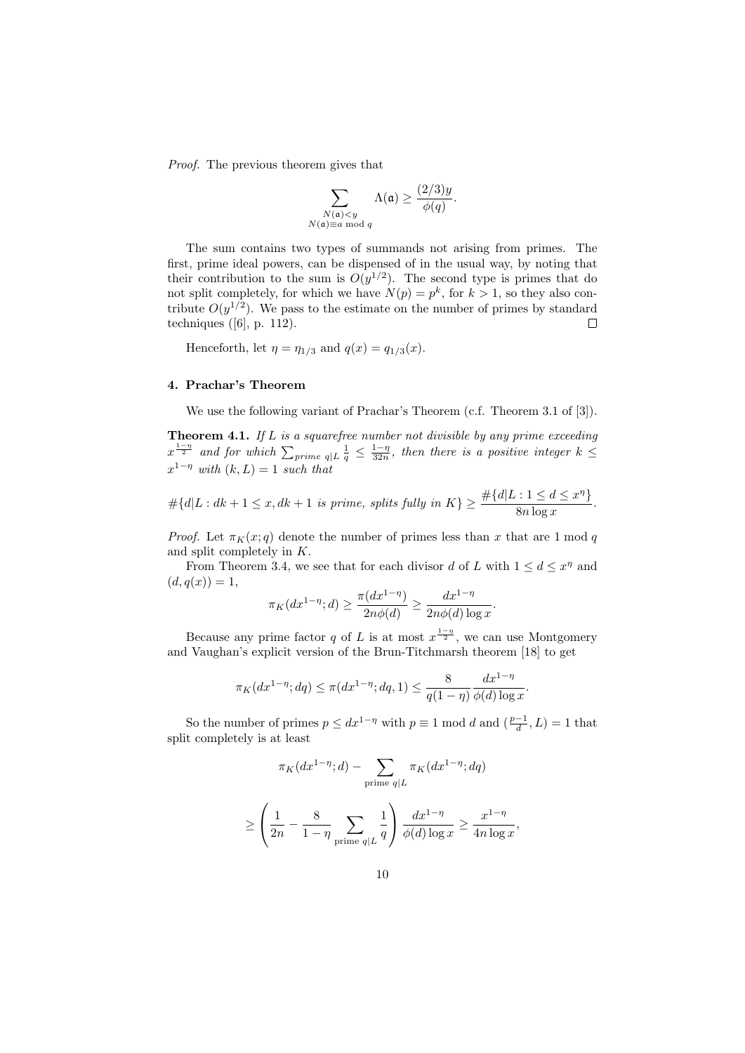*Proof.* The previous theorem gives that

$$\sum_{\substack{N(\mathfrak{a})<y \\ N(\mathfrak{a})\equiv a \bmod q}} \Lambda(\mathfrak{a}) \geq \frac{(2/3)y}{\phi(q)}.$$

The sum contains two types of summands not arising from primes. The first, prime ideal powers, can be dispensed of in the usual way, by noting that their contribution to the sum is $O(y^{1/2})$. The second type is primes that do not split completely, for which we have $N(p) = p^k$, for $k > 1$, so they also contribute $O(y^{1/2})$. We pass to the estimate on the number of primes by standard techniques ([6], p. 112). $\square$

Henceforth, let $\eta = \eta_{1/3}$ and $q(x) = q_{1/3}(x)$.

## 4. Prachar's Theorem

We use the following variant of Prachar's Theorem (c.f. Theorem 3.1 of [3]).

**Theorem 4.1.** *If $L$ is a squarefree number not divisible by any prime exceeding $x^{\frac{1-\eta}{2}}$ and for which $\sum_{prime\ q|L} \frac{1}{q} \leq \frac{1-\eta}{32n}$, then there is a positive integer $k \leq x^{1-\eta}$ with $(k, L) = 1$ such that*

$$\#\{d|L : dk+1 \leq x, dk+1 \text{ is prime, splits fully in } K\} \geq \frac{\#\{d|L : 1 \leq d \leq x^{\eta}\}}{8n\log x}.$$

*Proof.* Let $\pi_K(x; q)$ denote the number of primes less than $x$ that are 1 mod $q$ and split completely in $K$.

From Theorem 3.4, we see that for each divisor $d$ of $L$ with $1 \leq d \leq x^{\eta}$ and $(d, q(x)) = 1$,

$$\pi_K(dx^{1-\eta}; d) \geq \frac{\pi(dx^{1-\eta})}{2n\phi(d)} \geq \frac{dx^{1-\eta}}{2n\phi(d)\log x}.$$

Because any prime factor $q$ of $L$ is at most $x^{\frac{1-\eta}{2}}$, we can use Montgomery and Vaughan's explicit version of the Brun-Titchmarsh theorem [18] to get

$$\pi_K(dx^{1-\eta}; dq) \leq \pi(dx^{1-\eta}; dq, 1) \leq \frac{8}{q(1-\eta)}\frac{dx^{1-\eta}}{\phi(d)\log x}.$$

So the number of primes $p \leq dx^{1-\eta}$ with $p \equiv 1 \bmod d$ and $(\frac{p-1}{d}, L) = 1$ that split completely is at least

$$\pi_K(dx^{1-\eta}; d) - \sum_{\text{prime } q|L} \pi_K(dx^{1-\eta}; dq)$$

$$\geq \left(\frac{1}{2n} - \frac{8}{1-\eta}\sum_{\text{prime } q|L}\frac{1}{q}\right)\frac{dx^{1-\eta}}{\phi(d)\log x} \geq \frac{x^{1-\eta}}{4n\log x},$$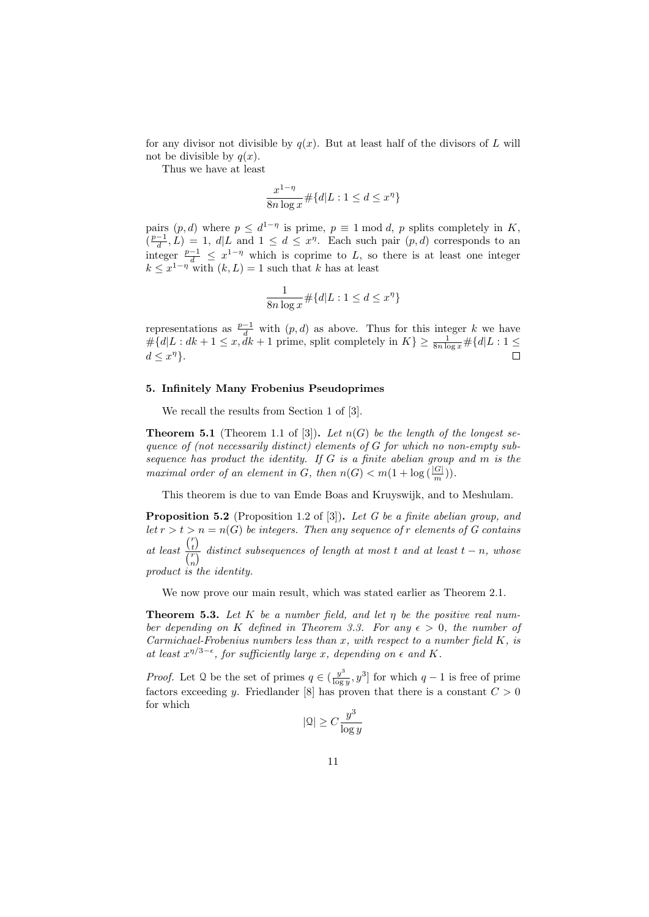for any divisor not divisible by $q(x)$. But at least half of the divisors of $L$ will not be divisible by $q(x)$.

Thus we have at least

$$\frac{x^{1-\eta}}{8n \log x} \#\{d|L : 1 \leq d \leq x^{\eta}\}$$

pairs $(p, d)$ where $p \leq d^{1-\eta}$ is prime, $p \equiv 1 \bmod d$, $p$ splits completely in $K$, $(\frac{p-1}{d}, L) = 1$, $d|L$ and $1 \leq d \leq x^{\eta}$. Each such pair $(p, d)$ corresponds to an integer $\frac{p-1}{d} \leq x^{1-\eta}$ which is coprime to $L$, so there is at least one integer $k \leq x^{1-\eta}$ with $(k, L) = 1$ such that $k$ has at least

$$\frac{1}{8n \log x} \#\{d|L : 1 \leq d \leq x^{\eta}\}$$

representations as $\frac{p-1}{d}$ with $(p, d)$ as above. Thus for this integer $k$ we have $\#\{d|L : dk + 1 \leq x, dk + 1 \text{ prime, split completely in } K\} \geq \frac{1}{8n \log x} \#\{d|L : 1 \leq d \leq x^{\eta}\}$. □

## 5. Infinitely Many Frobenius Pseudoprimes

We recall the results from Section 1 of [3].

**Theorem 5.1** (Theorem 1.1 of [3]). *Let $n(G)$ be the length of the longest sequence of (not necessarily distinct) elements of $G$ for which no non-empty subsequence has product the identity. If $G$ is a finite abelian group and $m$ is the maximal order of an element in $G$, then $n(G) < m(1 + \log(\frac{|G|}{m}))$.*

This theorem is due to van Emde Boas and Kruyswijk, and to Meshulam.

**Proposition 5.2** (Proposition 1.2 of [3]). *Let $G$ be a finite abelian group, and let $r > t > n = n(G)$ be integers. Then any sequence of $r$ elements of $G$ contains at least $\dfrac{\binom{r}{t}}{\binom{r}{n}}$ distinct subsequences of length at most $t$ and at least $t - n$, whose product is the identity.*

We now prove our main result, which was stated earlier as Theorem 2.1.

**Theorem 5.3.** *Let $K$ be a number field, and let $\eta$ be the positive real number depending on $K$ defined in Theorem 3.3. For any $\epsilon > 0$, the number of Carmichael-Frobenius numbers less than $x$, with respect to a number field $K$, is at least $x^{\eta/3-\epsilon}$, for sufficiently large $x$, depending on $\epsilon$ and $K$.*

*Proof.* Let $\mathcal{Q}$ be the set of primes $q \in (\frac{y^3}{\log y}, y^3]$ for which $q - 1$ is free of prime factors exceeding $y$. Friedlander [8] has proven that there is a constant $C > 0$ for which

$$|\mathcal{Q}| \geq C \frac{y^3}{\log y}$$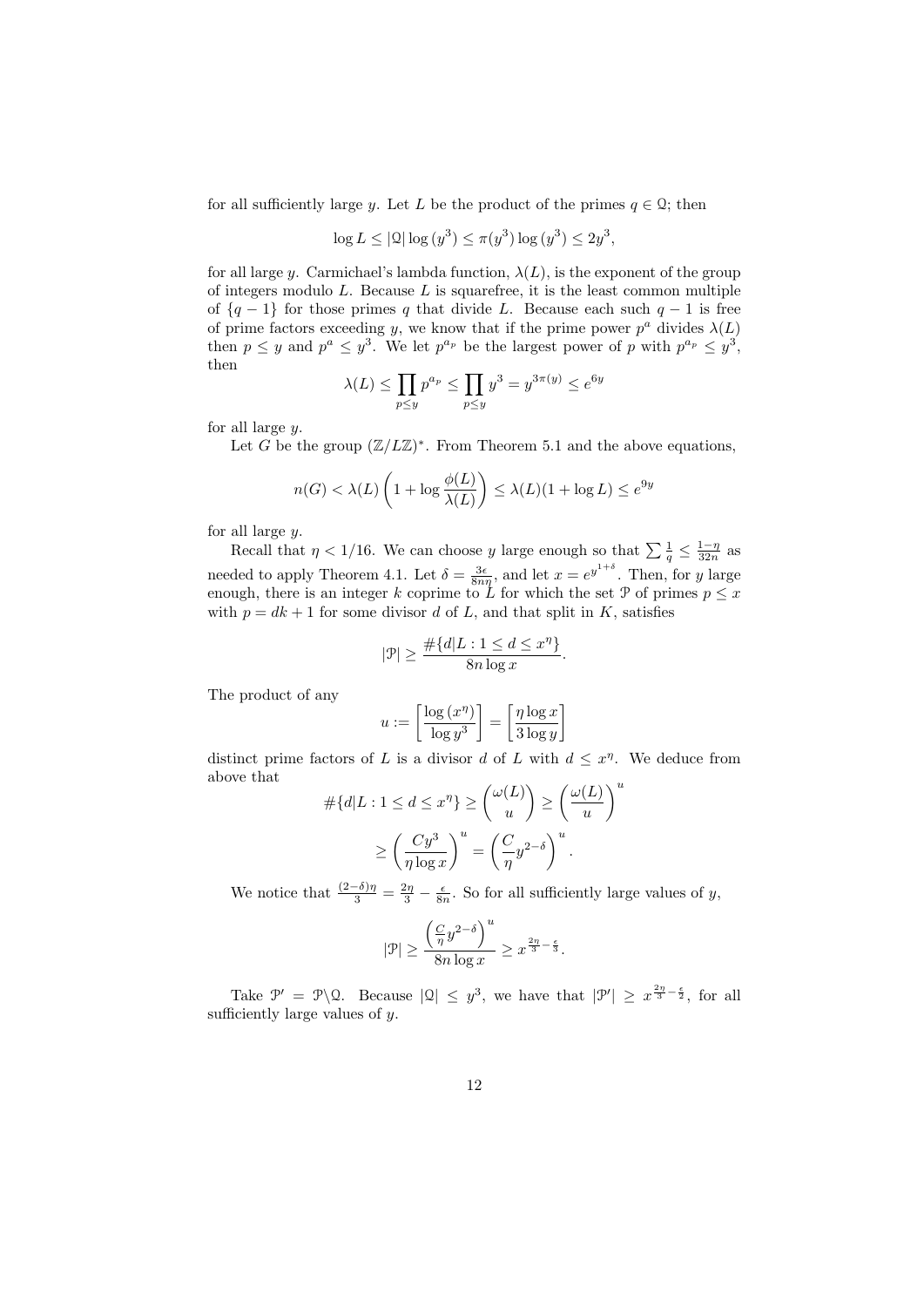for all sufficiently large $y$. Let $L$ be the product of the primes $q \in \mathcal{Q}$; then

$$\log L \leq |\mathcal{Q}| \log (y^3) \leq \pi(y^3) \log (y^3) \leq 2y^3,$$

for all large $y$. Carmichael's lambda function, $\lambda(L)$, is the exponent of the group of integers modulo $L$. Because $L$ is squarefree, it is the least common multiple of $\{q-1\}$ for those primes $q$ that divide $L$. Because each such $q-1$ is free of prime factors exceeding $y$, we know that if the prime power $p^a$ divides $\lambda(L)$ then $p \leq y$ and $p^a \leq y^3$. We let $p^{a_p}$ be the largest power of $p$ with $p^{a_p} \leq y^3$, then

$$\lambda(L) \leq \prod_{p \leq y} p^{a_p} \leq \prod_{p \leq y} y^3 = y^{3\pi(y)} \leq e^{6y}$$

for all large $y$.

Let $G$ be the group $(\mathbb{Z}/L\mathbb{Z})^*$. From Theorem 5.1 and the above equations,

$$n(G) < \lambda(L)\left(1 + \log \frac{\phi(L)}{\lambda(L)}\right) \leq \lambda(L)(1 + \log L) \leq e^{9y}$$

for all large $y$.

Recall that $\eta < 1/16$. We can choose $y$ large enough so that $\sum \frac{1}{q} \leq \frac{1-\eta}{32n}$ as needed to apply Theorem 4.1. Let $\delta = \frac{3\epsilon}{8n\eta}$, and let $x = e^{y^{1+\delta}}$. Then, for $y$ large enough, there is an integer $k$ coprime to $L$ for which the set $\mathcal{P}$ of primes $p \leq x$ with $p = dk+1$ for some divisor $d$ of $L$, and that split in $K$, satisfies

$$|\mathcal{P}| \geq \frac{\#\{d|L : 1 \leq d \leq x^\eta\}}{8n \log x}.$$

The product of any

$$u := \left[\frac{\log (x^\eta)}{\log y^3}\right] = \left[\frac{\eta \log x}{3 \log y}\right]$$

distinct prime factors of $L$ is a divisor $d$ of $L$ with $d \leq x^\eta$. We deduce from above that

$$\#\{d|L : 1 \leq d \leq x^\eta\} \geq \binom{\omega(L)}{u} \geq \left(\frac{\omega(L)}{u}\right)^u$$

$$\geq \left(\frac{Cy^3}{\eta \log x}\right)^u = \left(\frac{C}{\eta} y^{2-\delta}\right)^u.$$

We notice that $\frac{(2-\delta)\eta}{3} = \frac{2\eta}{3} - \frac{\epsilon}{8n}$. So for all sufficiently large values of $y$,

$$|\mathcal{P}| \geq \frac{\left(\frac{C}{\eta} y^{2-\delta}\right)^u}{8n \log x} \geq x^{\frac{2\eta}{3} - \frac{\epsilon}{3}}.$$

Take $\mathcal{P}' = \mathcal{P} \backslash \mathcal{Q}$. Because $|\mathcal{Q}| \leq y^3$, we have that $|\mathcal{P}'| \geq x^{\frac{2\eta}{3} - \frac{\epsilon}{2}}$, for all sufficiently large values of $y$.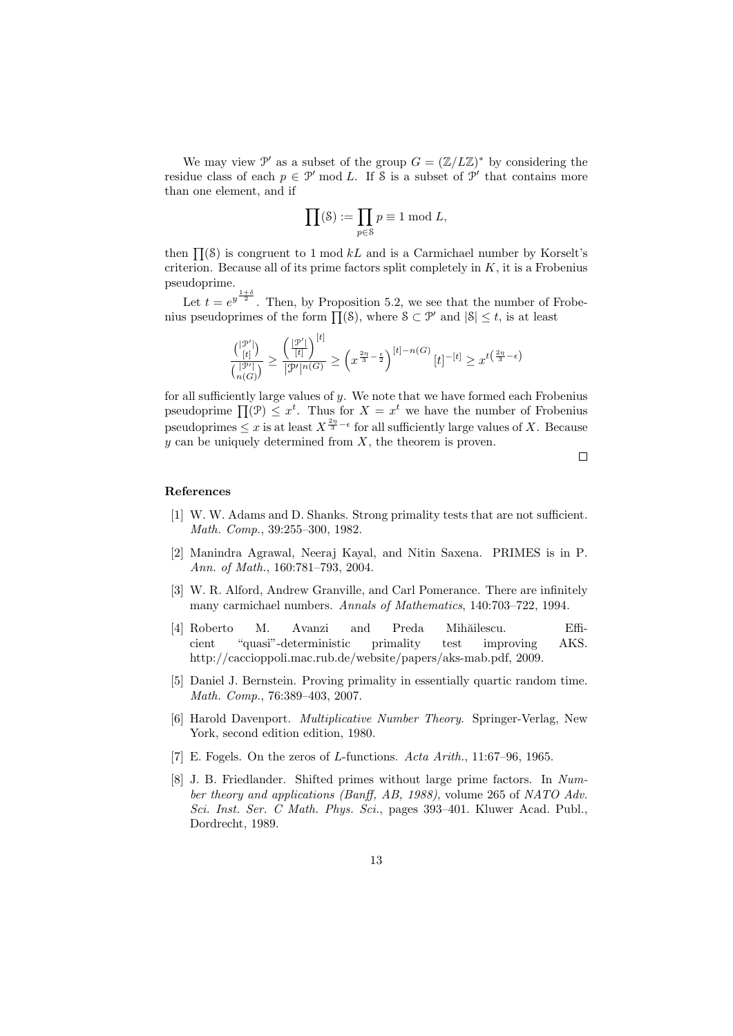We may view $\mathcal{P}'$ as a subset of the group $G = (\mathbb{Z}/L\mathbb{Z})^*$ by considering the residue class of each $p \in \mathcal{P}'$ mod $L$. If $\mathcal{S}$ is a subset of $\mathcal{P}'$ that contains more than one element, and if

$$\prod(\mathcal{S}) := \prod_{p \in \mathcal{S}} p \equiv 1 \bmod L,$$

then $\prod(\mathcal{S})$ is congruent to 1 mod $kL$ and is a Carmichael number by Korselt's criterion. Because all of its prime factors split completely in $K$, it is a Frobenius pseudoprime.

Let $t = e^{y^{\frac{1+\delta}{2}}}$. Then, by Proposition 5.2, we see that the number of Frobenius pseudoprimes of the form $\prod(\mathcal{S})$, where $\mathcal{S} \subset \mathcal{P}'$ and $|\mathcal{S}| \le t$, is at least

$$\frac{\binom{|\mathcal{P}'|}{[t]}}{\binom{|\mathcal{P}'|}{n(G)}} \ge \frac{\left(\frac{|\mathcal{P}'|}{[t]}\right)^{[t]}}{|\mathcal{P}'|^{n(G)}} \ge \left(x^{\frac{2\eta}{3} - \frac{\epsilon}{2}}\right)^{[t]-n(G)} [t]^{-[t]} \ge x^{t\left(\frac{2\eta}{3} - \epsilon\right)}$$

for all sufficiently large values of $y$. We note that we have formed each Frobenius pseudoprime $\prod(\mathcal{P}) \le x^t$. Thus for $X = x^t$ we have the number of Frobenius pseudoprimes $\le x$ is at least $X^{\frac{2\eta}{3} - \epsilon}$ for all sufficiently large values of $X$. Because $y$ can be uniquely determined from $X$, the theorem is proven.

□

## References

[1] W. W. Adams and D. Shanks. Strong primality tests that are not sufficient. *Math. Comp.*, 39:255–300, 1982.

[2] Manindra Agrawal, Neeraj Kayal, and Nitin Saxena. PRIMES is in P. *Ann. of Math.*, 160:781–793, 2004.

[3] W. R. Alford, Andrew Granville, and Carl Pomerance. There are infinitely many carmichael numbers. *Annals of Mathematics*, 140:703–722, 1994.

[4] Roberto M. Avanzi and Preda Mihăilescu. Efficient "quasi"-deterministic primality test improving AKS. http://caccioppoli.mac.rub.de/website/papers/aks-mab.pdf, 2009.

[5] Daniel J. Bernstein. Proving primality in essentially quartic random time. *Math. Comp.*, 76:389–403, 2007.

[6] Harold Davenport. *Multiplicative Number Theory*. Springer-Verlag, New York, second edition edition, 1980.

[7] E. Fogels. On the zeros of $L$-functions. *Acta Arith.*, 11:67–96, 1965.

[8] J. B. Friedlander. Shifted primes without large prime factors. In *Number theory and applications (Banff, AB, 1988)*, volume 265 of *NATO Adv. Sci. Inst. Ser. C Math. Phys. Sci.*, pages 393–401. Kluwer Acad. Publ., Dordrecht, 1989.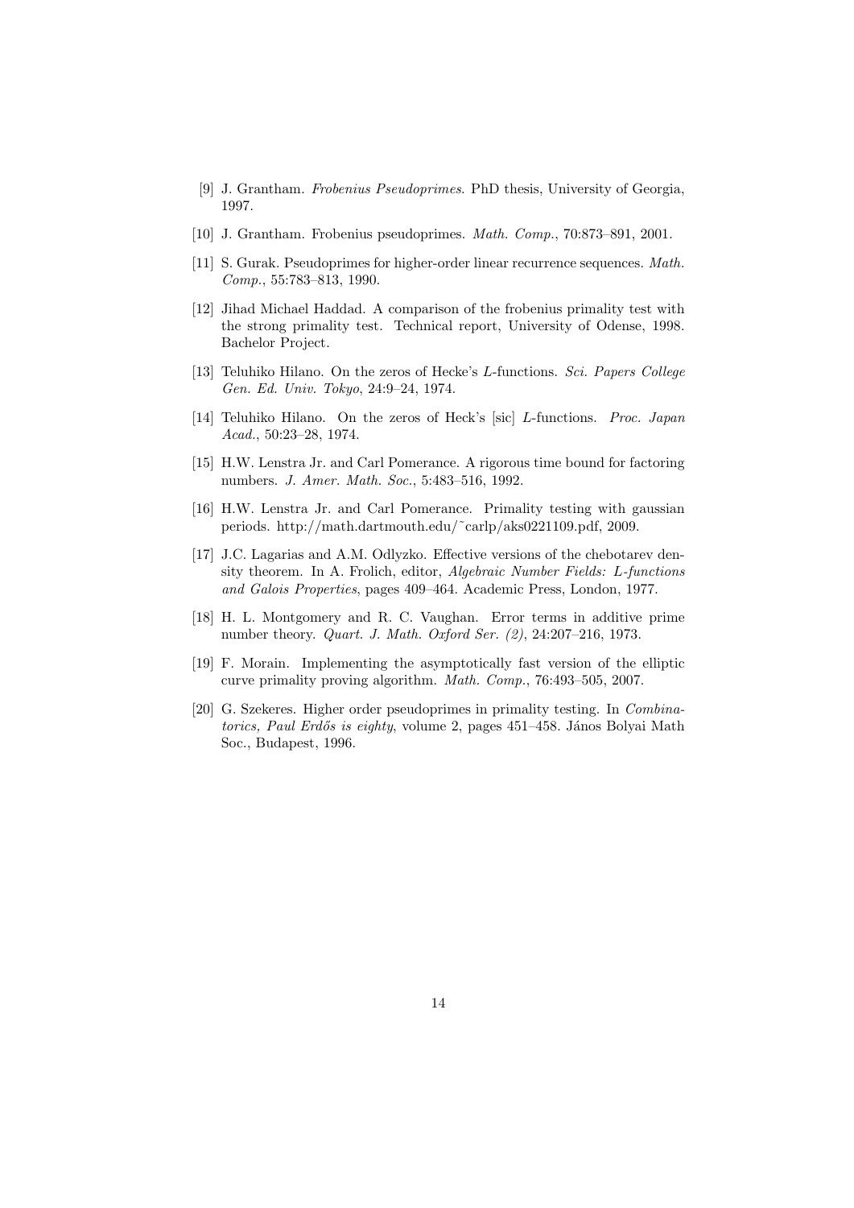[9] J. Grantham. *Frobenius Pseudoprimes*. PhD thesis, University of Georgia, 1997.

[10] J. Grantham. Frobenius pseudoprimes. *Math. Comp.*, 70:873–891, 2001.

[11] S. Gurak. Pseudoprimes for higher-order linear recurrence sequences. *Math. Comp.*, 55:783–813, 1990.

[12] Jihad Michael Haddad. A comparison of the frobenius primality test with the strong primality test. Technical report, University of Odense, 1998. Bachelor Project.

[13] Teluhiko Hilano. On the zeros of Hecke's $L$-functions. *Sci. Papers College Gen. Ed. Univ. Tokyo*, 24:9–24, 1974.

[14] Teluhiko Hilano. On the zeros of Heck's [sic] $L$-functions. *Proc. Japan Acad.*, 50:23–28, 1974.

[15] H.W. Lenstra Jr. and Carl Pomerance. A rigorous time bound for factoring numbers. *J. Amer. Math. Soc.*, 5:483–516, 1992.

[16] H.W. Lenstra Jr. and Carl Pomerance. Primality testing with gaussian periods. http://math.dartmouth.edu/~carlp/aks0221109.pdf, 2009.

[17] J.C. Lagarias and A.M. Odlyzko. Effective versions of the chebotarev density theorem. In A. Frolich, editor, *Algebraic Number Fields: L-functions and Galois Properties*, pages 409–464. Academic Press, London, 1977.

[18] H. L. Montgomery and R. C. Vaughan. Error terms in additive prime number theory. *Quart. J. Math. Oxford Ser. (2)*, 24:207–216, 1973.

[19] F. Morain. Implementing the asymptotically fast version of the elliptic curve primality proving algorithm. *Math. Comp.*, 76:493–505, 2007.

[20] G. Szekeres. Higher order pseudoprimes in primality testing. In *Combinatorics, Paul Erdős is eighty*, volume 2, pages 451–458. János Bolyai Math Soc., Budapest, 1996.